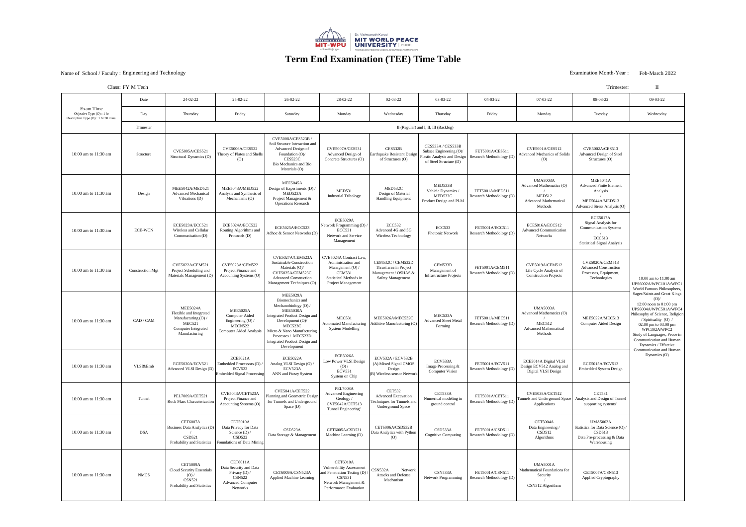Dr. Vishwanath Karad MIT WORLD PEACE UNIVERSITY | PUNE

# Term End Examination (TEE) Time Table

Name of School / Faculty : Engineering and Technology

Examination Month-Year : Feb-March 2022

Class: FY M Tech

Trimester: II

| Exam Time<br>Objective Type (O) : 1 hr<br>Descriptive Type (D) : 1 hr 30 mins. | Date | 24-02-22 | 25-02-22 | 26-02-22 | 28-02-22 | 02-03-22 | 03-03-22 | 04-03-22 | 07-03-22 | 08-03-22 | 09-03-22 |
|---|---|---|---|---|---|---|---|---|---|---|---|
| | Day | Thursday | Friday | Saturday | Monday | Wednesday | Thursday | Friday | Monday | Tuesday | Wednesday |
| | Trimester | II (Regular) and I, II, III (Backlog) | | | | | | | | | |
| 10:00 am to 11:30 am | Structure | CVE5005A/CES521 Structural Dynamics (D) | CVE5006A/CES522 Theory of Plates and Shells (O) | CVE5008A/CES523B / Soil Strucure Interaction and Advanced Design of Foundation (O)/ CES523C Bio Mechanics and Bio Materials (O) | CVE5007A/CES531 Advanced Design of Concrete Structures (O) | CES532B Earthquake Resistant Design of Structures (O) | CES533A / CES533B Subsea Engineering (O)/ Plastic Analysis and Design of Steel Structure (D) | FET5001A/CES511 Research Methodology (D) | CVE5001A/CES512 Advanced Mechanics of Solids (O) | CVE5002A/CES513 Advanced Design of Steel Structures (O) | 10:00 am to 11:00 am UPS6002A/WPC101A/WPC1 World Famous Philosophers, Sages/Saints and Great Kings (O)/ 12:00 noon to 01:00 pm UPS6004A/WPC501A/WPC4 Philosophy of Science, Religion / Spirituality (O) / 02.00 pm to 03.00 pm WPC302A/WPC2 Study of Languages, Peace in Communication and Human Dynamics / Effective Communication and Human Dynamics.(O) |
| 10:00 am to 11:30 am | Design | MEE5042A/MED521 Advanced Mechanical Vibrations (D) | MEE5043A/MED522 Analysis and Synthesis of Mechanisms (O) | MEE5045A Design of Experiments (D) / MED523A Project Management & Operations Research | MED531 Industrial Tribology | MED532C Design of Material Handling Equipment | MED533B Vehicle Dynamics / MED533C Product Design and PLM | FET5001A/MED511 Research Methodology (D) | UMA5003A Advanced Mathematics (O) / MED512 Advanced Mathematical Methods | MEE5041A Advanced Finite Element Analysis / MEE5044A/MED513 Advanced Stress Analysis (O) | |
| 10:00 am to 11:30 am | ECE-WCN | ECE5023A/ECC521 Wireless and Cellular Communication (D) | ECE5024A/ECC522 Routing Algorithms and Protocols (D) | ECE5025A/ECC523 Adhoc & Sensor Networks (D) | ECE5029A Network Programming (D) / ECC531 Network and Service Management | ECC532 Advanced 4G and 5G Wireless Technology | ECC533 Photonic Network | FET5001A/ECC511 Research Methodology (D) | ECE5016A/ECC512 Advanced Communication Networks | ECE5017A Signal Analysis for Communication Systems / ECC513 Statistical Signal Analysis | |
| 10:00 am to 11:30 am | Construction Mgt | CVE5022A/CEM521 Project Scheduling and Materials Management (D) | CVE5023A/CEM522 Project Finance and Accounting Systems (O) | CVE5027A/CEM523A Sustainable Construction Materials (O)/ CVE5025A/CEM523C Advanced Construction Management Techniques (O) | CVE5024A Contract Law, Administration and Management (O) / CEM531 Statistical Methods in Project Management | CEM532C / CEM532D Thrust area in Project Management / OSHAS & Safety Management | CEM533D Management of Infrastructure Projects | FET5001A/CEM511 Research Methodology (D) | CVE5019A/CEM512 Life Cycle Analysis of Construction Projects | CVE5020A/CEM513 Advanced Construction Processes, Equipment, Technologies | |
| 10:00 am to 11:30 am | CAD / CAM | MEE5024A Flexible and Integrated Manufacturing (O) / MEC521 Computer Integrated Manufacturing | MEE5025A Computer Aided Engineering (O) / MECN522 Computer Aided Analysis | MEE5029A Biomechanics and Mechanobiology (O) / MEE5030A Integrated Product Design and Development (O)/ MEC523C Micro & Nano Manufacturing Processes / MEC523D Integrated Product Design and Development | MEC531 Automated Manufacturing System Modelling | MEE5026A/MEC532C Additive Manufacturing (O) | MEC533A Advanced Sheet Metal Forming | FET5001A/MEC511 Research Methodology (D) | UMA5003A Advanced Mathematics (O) / MEC512 Advanced Mathematical Methods | MEE5022A/MEC513 Computer Aided Design | |
| 10:00 am to 11:30 am | VLSI&Emb | ECE5020A/ECV521 Advanced VLSI Design (D) | ECE5021A Embedded Processors (D) / ECV522 Embedded Signal Processing | ECE5022A Analog VLSI Design (O) / ECV523A ANN and Fuzzy System | ECE5026A Low Power VLSI Design (O) / ECV531 System on Chip | ECV532A / ECV532B (A) Mixed Signal CMOS Design (B) Wireless sensor Network | ECV533A Image Processing & Computer Vision | FET5001A/ECV511 Research Methodology (D) | ECE5014A Digital VLSI Design ECV512 Analog and Digital VLSI Design | ECE5015A/ECV513 Embedded System Design | |
| 10:00 am to 11:30 am | Tunnel | PEL7009A/CET521 Rock Mass Characterization | CVE5043A/CET523A Project Finance and Accounting Systems (O) | CVE5041A/CET522 Planning and Geometric Design for Tunnels and Underground Space (D) | PEL7008A Advanced Engineering Geology / CVE5042A/CET513 Tunnel Engineering" | CET532 Advanced Excavation Techniques for Tunnels and Underground Space | CET533A Numerical modeling in ground control | FET5001A/CET511 Research Methodology (D) | CVE5038A/CET512 Tunnels and Underground Space Applications | CET531 Analysis and Design of Tunnel supporting systems" | |
| 10:00 am to 11:30 am | DSA | CET6007A Business Data Analytics (D) / CSD521 Probability and Statistics | CET5010A Data Privacy for Data Science (D) / CSD522 Foundations of Data Mining | CSD523A Data Storage & Management | CET6005A/CSD531 Machine Learning (D) | CET6006A/CSD532B Data Analytics with Python (O) | CSD533A Cognitive Computing | FET5001A/CSD511 Research Methodology (D) | CET5004A Data Engineering / CSD512 Algorithms | UMA5002A Statistics for Data Science (O) / CSD513 Data Pre-processing & Data Warehousing | |
| 10:00 am to 11:30 am | NMCS | CET5009A Cloud Security Essentials (O) / CSN521 Probability and Statistics | CET6011A Data Security and Data Privacy (D) / CSN522 Advanced Computer Networks | CET6009A/CSN523A Applied Machine Learning | CET6010A Vulnerability Assessment and Penetration Testing (D) / CSN531 Network Management & Performance Evaluation | CSN532A Network Attacks and Defense Mechanism | CSN533A Network Programming | FET5001A/CSN511 Research Methodology (D) | UMA5001A Mathematical Foundations for Security / CSN512 Algorithms | CET5007A/CSN513 Applied Cryptography | |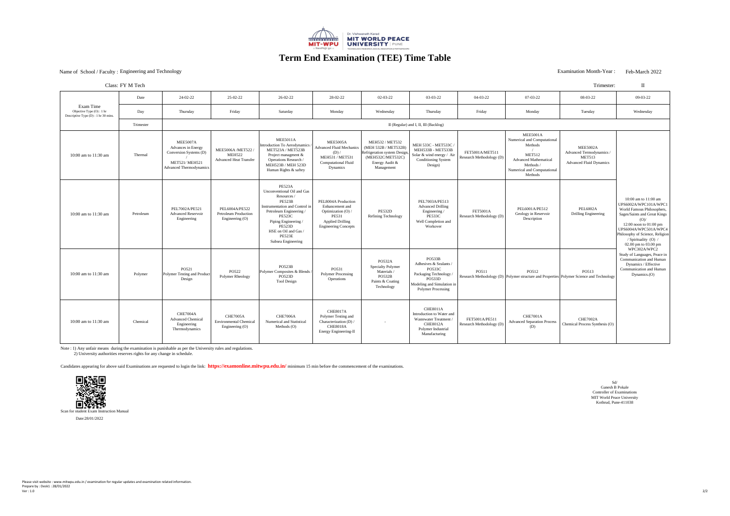# Term End Examination (TEE) Time Table

Name of School / Faculty : Engineering and Technology

Examination Month-Year : Feb-March 2022

Class: FY M Tech

Trimester: II

| Exam Time<br>Objective Type (O) : 1 hr<br>Descriptive Type (D) : 1 hr 30 mins. | Date | 24-02-22 | 25-02-22 | 26-02-22 | 28-02-22 | 02-03-22 | 03-03-22 | 04-03-22 | 07-03-22 | 08-03-22 | 09-03-22 |
|---|---|---|---|---|---|---|---|---|---|---|---|
| | Day | Thursday | Friday | Saturday | Monday | Wednesday | Thursday | Friday | Monday | Tuesday | Wednesday |
| | Trimester | II (Regular) and I, II, III (Backlog) | | | | | | | | | |
| 10:00 am to 11:30 am | Thermal | MEE5007A Advances in Energy Conversion Systems (D) / MET521/ MEH521 Advanced Thermodynamics | MEE5006A /MET522 / MEH522 Advanced Heat Transfer | MEE5011A Introduction To Aerodynamics / MET523A / MET523B Project managment & Operations Research / MEH523B / MEH 523D Human Rights & saftey | MEE5005A Advanced Fluid Mechanics (D) / MEH531 / MET531 Computational Fluid Dynamics | MEH532 / MET532 (MEH 532B / MET532B) Refrigeration system Design, (MEH532C/MET532C) Energy Audit & Management | MEH 533C - MET533C / MEH533B - MET533B Solar & wind energy / Air Conditioning System Design) | FET5001A/MET511 Research Methodology (D) | MEE5001A Numerical and Computational Methods / MET512 Advanced Mathematical Methods / Numerical and Computational Methods | MEE5002A Advanced Termodynamics / MET513 Advanced Fluid Dynamics | 10:00 am to 11:00 am UPS6002A/WPC101A/WPC1 World Famous Philosophers, Sages/Saints and Great Kings (O)/ 12:00 noon to 01:00 pm UPS6004A/WPC501A/WPC4 Philosophy of Science, Religion / Spirituality (O) / 02.00 pm to 03.00 pm WPC302A/WPC2 Study of Languages, Peace in Communication and Human Dynamics / Effective Communication and Human Dynamics.(O) |
| 10:00 am to 11:30 am | Petroleum | PEL7002A/PE521 Advanced Reservoir Engineering | PEL6004A/PE522 Petroleum Production Engineering (O) | PE523A Unconventional Oil and Gas Resources / PE523B Instrumentation and Control in Petroleum Engineering / PE523C Piping Engineering / PE523D HSE on Oil and Gas / PE523E Subsea Engineering | PEL8004A Production Enhancement and Optimization (O) / PE531 Applied Drilling Engineering Concepts | PE532D Refining Technology | PEL7003A/PE513 Advanced Drilling Engineering / PE533C Well Completion and Workover | FET5001A Research Methodology (D) | PEL6001A/PE512 Geology in Reservoir Description | PEL6002A Drilling Engineering | |
| 10:00 am to 11:30 am | Polymer | PO521 Polymer Testing and Product Design | PO522 Polymer Rheology | PO523B Polymer Composites & Blends / PO523D Tool Design | PO531 Polymer Processing Operations | PO532A Specialty Polymer Materials / PO532B Paints & Coating Technology | PO533B Adhesives & Sealants / PO533C Packaging Technology / PO533D Modeling and Simulation in Polymer Processing | PO511 Research Methodology (D) | PO512 Polymer structure and Properties | PO513 Polymer Science and Technology | |
| 10:00 am to 11:30 am | Chemical | CHE7004A Advanced Chemical Engineering Thermodynamics | CHE7005A Environmental Chemical Engineering (O) | CHE7006A Numerical and Statistical Methods (O) | CHE8017A Polymer Testing and Characterization (D) / CHE8018A Energy Engineering-II | - | CHE8011A Introduction to Water and Wastewater Treatment / CHE8012A Polymer Industrial Manufacturing | FET5001A/PE511 Research Methodology (D) | CHE7001A Advanced Separation Process (D) | CHE7002A Chemical Process Synthesis (O) | |

Note : 1) Any unfair means during the examination is punishable as per the University rules and regulations.
2) University authorities reserves rights for any change in schedule.

Candidates appearing for above said Examinations are requested to login the link: **https://examonline.mitwpu.edu.in/** minimum 15 min before the commencement of the examinations.

Scan for student Exam Instruction Manual

Date:28/01/2022

Sd/
Ganesh B Pokale
Controller of Examinations
MIT World Peace University
Kothrud, Pune-411038

Please visit website : www.mitwpu.edu.in / examination for regular updates and examination related information.
Prepare by : Desk1 : 28/01/2022
Ver : 1.0